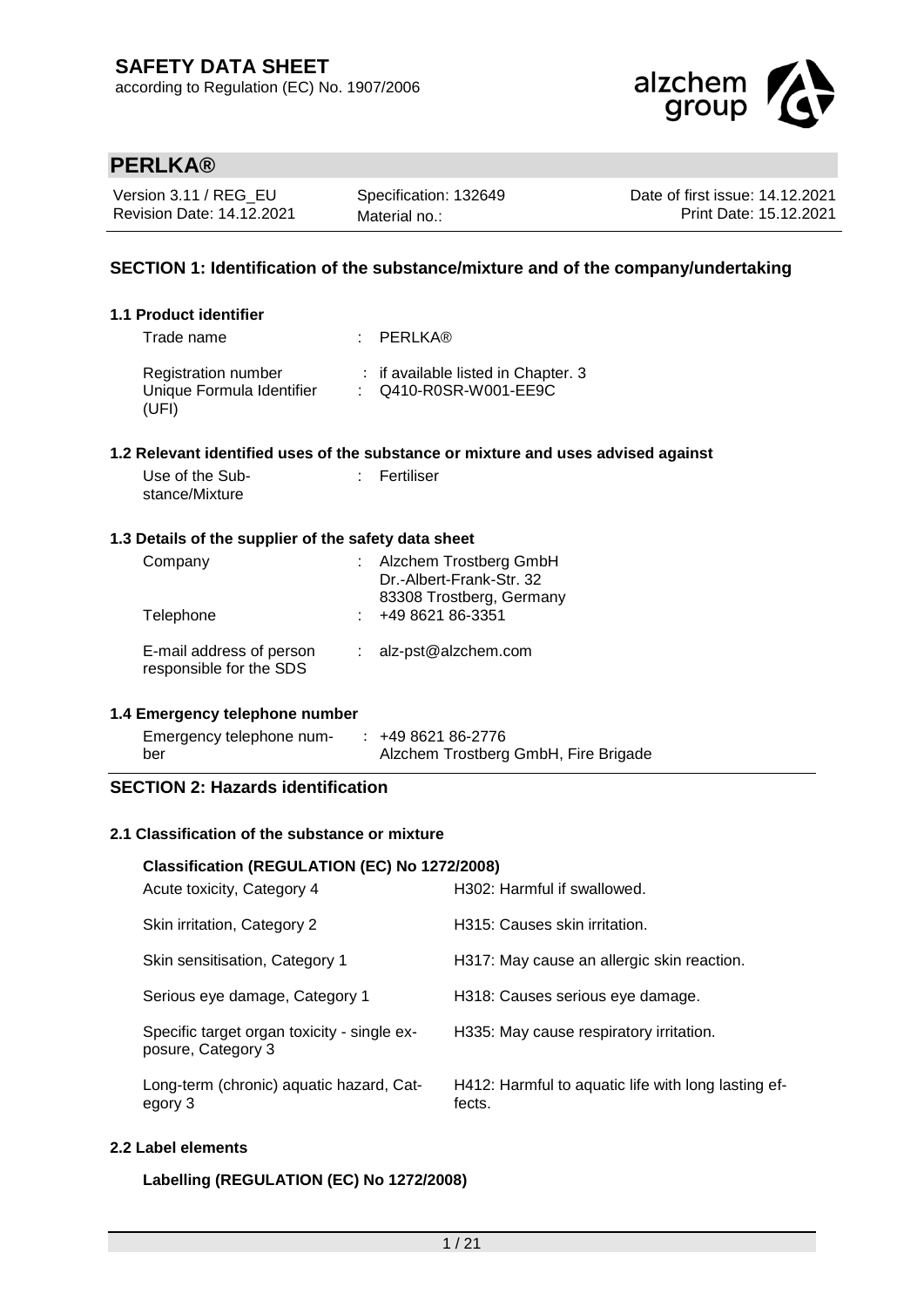# SAFETY DATA SHEET

according to Regulation (EC) No. 1907/2006

## PERLKA®

| Version 3.11 / REG_EU | Specification: 132649 | Date of first issue: 14.12.2021 |
|---|---|---|
| Revision Date: 14.12.2021 | Material no.: | Print Date: 15.12.2021 |

## SECTION 1: Identification of the substance/mixture and of the company/undertaking

### 1.1 Product identifier

| | | |
|---|---|---|
| Trade name | : | PERLKA® |
| Registration number | : | if available listed in Chapter. 3 |
| Unique Formula Identifier (UFI) | : | Q410-R0SR-W001-EE9C |

### 1.2 Relevant identified uses of the substance or mixture and uses advised against

| | | |
|---|---|---|
| Use of the Substance/Mixture | : | Fertiliser |

### 1.3 Details of the supplier of the safety data sheet

| | | |
|---|---|---|
| Company | : | Alzchem Trostberg GmbH<br>Dr.-Albert-Frank-Str. 32<br>83308 Trostberg, Germany |
| Telephone | : | +49 8621 86-3351 |
| E-mail address of person responsible for the SDS | : | alz-pst@alzchem.com |

### 1.4 Emergency telephone number

| | | |
|---|---|---|
| Emergency telephone number | : | +49 8621 86-2776<br>Alzchem Trostberg GmbH, Fire Brigade |

## SECTION 2: Hazards identification

### 2.1 Classification of the substance or mixture

**Classification (REGULATION (EC) No 1272/2008)**

| | |
|---|---|
| Acute toxicity, Category 4 | H302: Harmful if swallowed. |
| Skin irritation, Category 2 | H315: Causes skin irritation. |
| Skin sensitisation, Category 1 | H317: May cause an allergic skin reaction. |
| Serious eye damage, Category 1 | H318: Causes serious eye damage. |
| Specific target organ toxicity - single exposure, Category 3 | H335: May cause respiratory irritation. |
| Long-term (chronic) aquatic hazard, Category 3 | H412: Harmful to aquatic life with long lasting effects. |

### 2.2 Label elements

**Labelling (REGULATION (EC) No 1272/2008)**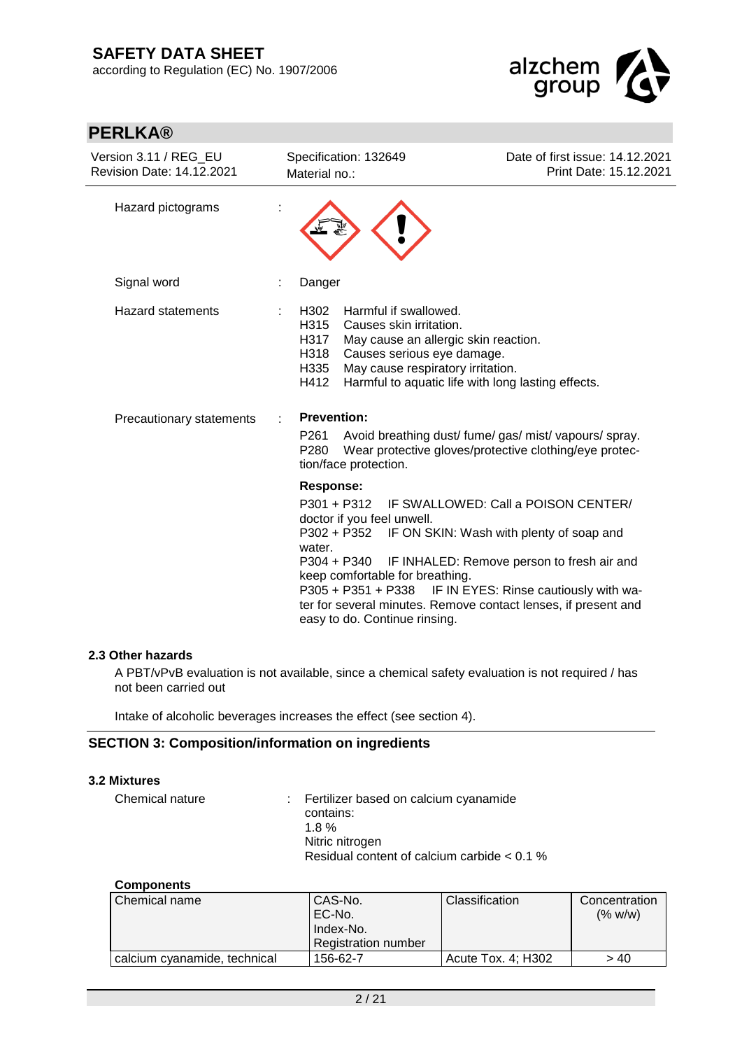| | | |
|---|---|---|
| Hazard pictograms | : | |
| Signal word | : | Danger |
| Hazard statements | : | H302 Harmful if swallowed.<br>H315 Causes skin irritation.<br>H317 May cause an allergic skin reaction.<br>H318 Causes serious eye damage.<br>H335 May cause respiratory irritation.<br>H412 Harmful to aquatic life with long lasting effects. |
| Precautionary statements | : | **Prevention:**<br>P261 Avoid breathing dust/ fume/ gas/ mist/ vapours/ spray.<br>P280 Wear protective gloves/protective clothing/eye protection/face protection.<br>**Response:**<br>P301 + P312 IF SWALLOWED: Call a POISON CENTER/ doctor if you feel unwell.<br>P302 + P352 IF ON SKIN: Wash with plenty of soap and water.<br>P304 + P340 IF INHALED: Remove person to fresh air and keep comfortable for breathing.<br>P305 + P351 + P338 IF IN EYES: Rinse cautiously with water for several minutes. Remove contact lenses, if present and easy to do. Continue rinsing. |

### 2.3 Other hazards

A PBT/vPvB evaluation is not available, since a chemical safety evaluation is not required / has not been carried out

Intake of alcoholic beverages increases the effect (see section 4).

## SECTION 3: Composition/information on ingredients

### 3.2 Mixtures

Chemical nature : Fertilizer based on calcium cyanamide
contains:
1.8 %
Nitric nitrogen
Residual content of calcium carbide < 0.1 %

**Components**

| Chemical name | CAS-No.<br>EC-No.<br>Index-No.<br>Registration number | Classification | Concentration (% w/w) |
|---|---|---|---|
| calcium cyanamide, technical | 156-62-7 | Acute Tox. 4; H302 | > 40 |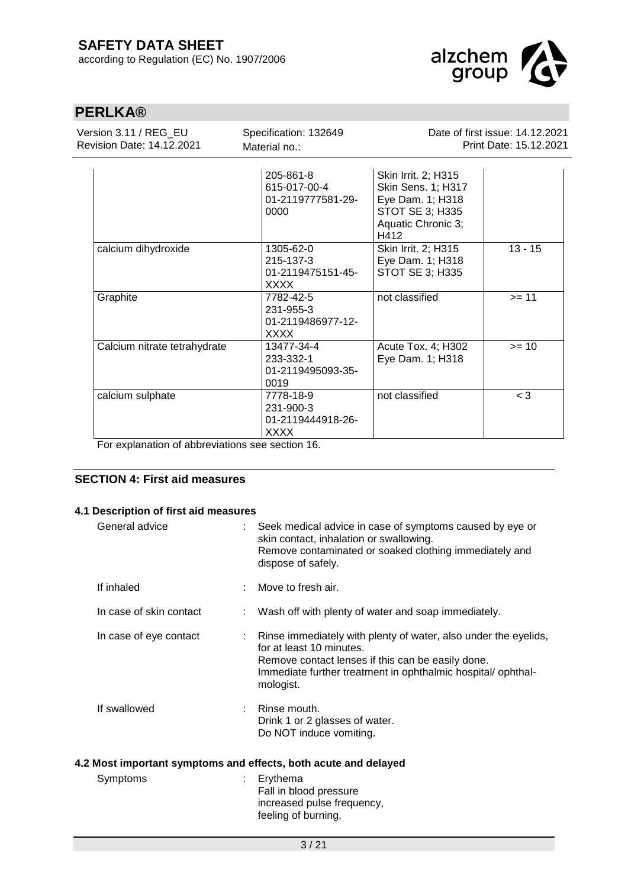| | | | |
|---|---|---|---|
| | 205-861-8<br>615-017-00-4<br>01-2119777581-29-0000 | Skin Irrit. 2; H315<br>Skin Sens. 1; H317<br>Eye Dam. 1; H318<br>STOT SE 3; H335<br>Aquatic Chronic 3; H412 | |
| calcium dihydroxide | 1305-62-0<br>215-137-3<br>01-2119475151-45-XXXX | Skin Irrit. 2; H315<br>Eye Dam. 1; H318<br>STOT SE 3; H335 | 13 - 15 |
| Graphite | 7782-42-5<br>231-955-3<br>01-2119486977-12-XXXX | not classified | >= 11 |
| Calcium nitrate tetrahydrate | 13477-34-4<br>233-332-1<br>01-2119495093-35-0019 | Acute Tox. 4; H302<br>Eye Dam. 1; H318 | >= 10 |
| calcium sulphate | 7778-18-9<br>231-900-3<br>01-2119444918-26-XXXX | not classified | < 3 |

For explanation of abbreviations see section 16.

## SECTION 4: First aid measures

### 4.1 Description of first aid measures

General advice : Seek medical advice in case of symptoms caused by eye or skin contact, inhalation or swallowing.
Remove contaminated or soaked clothing immediately and dispose of safely.

If inhaled : Move to fresh air.

In case of skin contact : Wash off with plenty of water and soap immediately.

In case of eye contact : Rinse immediately with plenty of water, also under the eyelids, for at least 10 minutes.
Remove contact lenses if this can be easily done.
Immediate further treatment in ophthalmic hospital/ ophthalmologist.

If swallowed : Rinse mouth.
Drink 1 or 2 glasses of water.
Do NOT induce vomiting.

### 4.2 Most important symptoms and effects, both acute and delayed

Symptoms : Erythema
Fall in blood pressure
increased pulse frequency,
feeling of burning,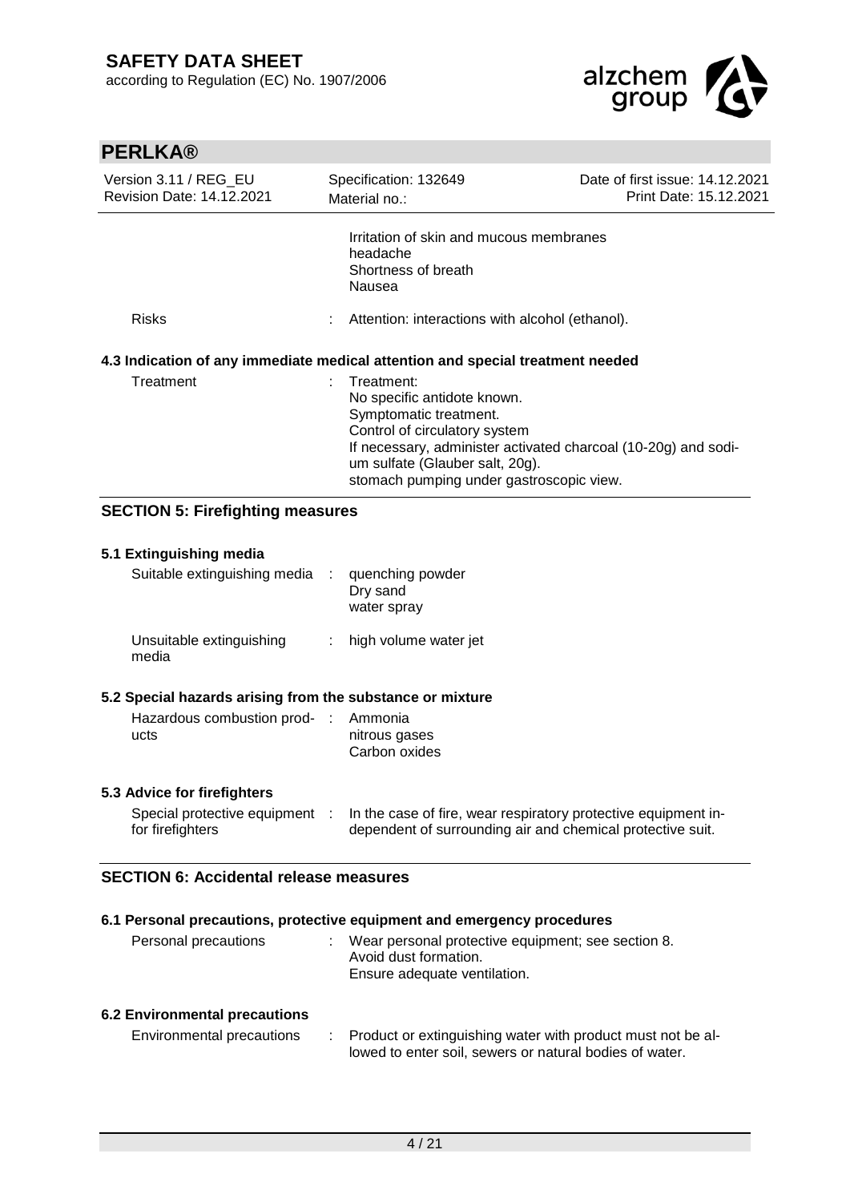Irritation of skin and mucous membranes
headache
Shortness of breath
Nausea

Risks : Attention: interactions with alcohol (ethanol).

### 4.3 Indication of any immediate medical attention and special treatment needed

Treatment : Treatment:
No specific antidote known.
Symptomatic treatment.
Control of circulatory system
If necessary, administer activated charcoal (10-20g) and sodium sulfate (Glauber salt, 20g).
stomach pumping under gastroscopic view.

## SECTION 5: Firefighting measures

### 5.1 Extinguishing media

Suitable extinguishing media : quenching powder
Dry sand
water spray

Unsuitable extinguishing media : high volume water jet

### 5.2 Special hazards arising from the substance or mixture

Hazardous combustion products : Ammonia
nitrous gases
Carbon oxides

### 5.3 Advice for firefighters

Special protective equipment for firefighters : In the case of fire, wear respiratory protective equipment independent of surrounding air and chemical protective suit.

## SECTION 6: Accidental release measures

### 6.1 Personal precautions, protective equipment and emergency procedures

Personal precautions : Wear personal protective equipment; see section 8.
Avoid dust formation.
Ensure adequate ventilation.

### 6.2 Environmental precautions

Environmental precautions : Product or extinguishing water with product must not be allowed to enter soil, sewers or natural bodies of water.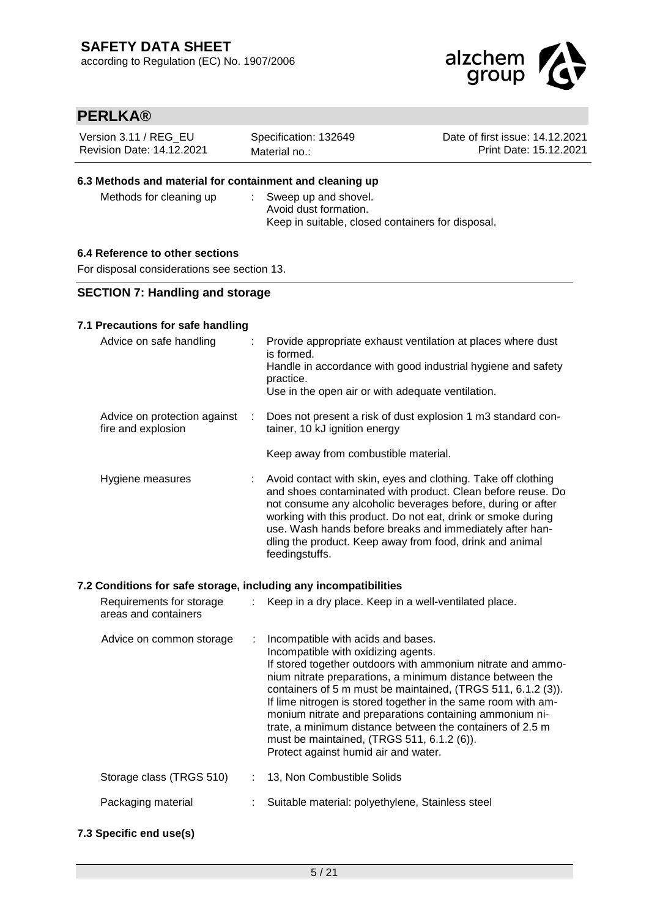### 6.3 Methods and material for containment and cleaning up

| | | |
|---|---|---|
| Methods for cleaning up | : | Sweep up and shovel.<br>Avoid dust formation.<br>Keep in suitable, closed containers for disposal. |

### 6.4 Reference to other sections

For disposal considerations see section 13.

## SECTION 7: Handling and storage

### 7.1 Precautions for safe handling

| | | |
|---|---|---|
| Advice on safe handling | : | Provide appropriate exhaust ventilation at places where dust is formed.<br>Handle in accordance with good industrial hygiene and safety practice.<br>Use in the open air or with adequate ventilation. |
| Advice on protection against fire and explosion | : | Does not present a risk of dust explosion 1 m3 standard container, 10 kJ ignition energy<br><br>Keep away from combustible material. |
| Hygiene measures | : | Avoid contact with skin, eyes and clothing. Take off clothing and shoes contaminated with product. Clean before reuse. Do not consume any alcoholic beverages before, during or after working with this product. Do not eat, drink or smoke during use. Wash hands before breaks and immediately after handling the product. Keep away from food, drink and animal feedingstuffs. |

### 7.2 Conditions for safe storage, including any incompatibilities

| | | |
|---|---|---|
| Requirements for storage areas and containers | : | Keep in a dry place. Keep in a well-ventilated place. |
| Advice on common storage | : | Incompatible with acids and bases.<br>Incompatible with oxidizing agents.<br>If stored together outdoors with ammonium nitrate and ammonium nitrate preparations, a minimum distance between the containers of 5 m must be maintained, (TRGS 511, 6.1.2 (3)).<br>If lime nitrogen is stored together in the same room with ammonium nitrate and preparations containing ammonium nitrate, a minimum distance between the containers of 2.5 m must be maintained, (TRGS 511, 6.1.2 (6)).<br>Protect against humid air and water. |
| Storage class (TRGS 510) | : | 13, Non Combustible Solids |
| Packaging material | : | Suitable material: polyethylene, Stainless steel |

### 7.3 Specific end use(s)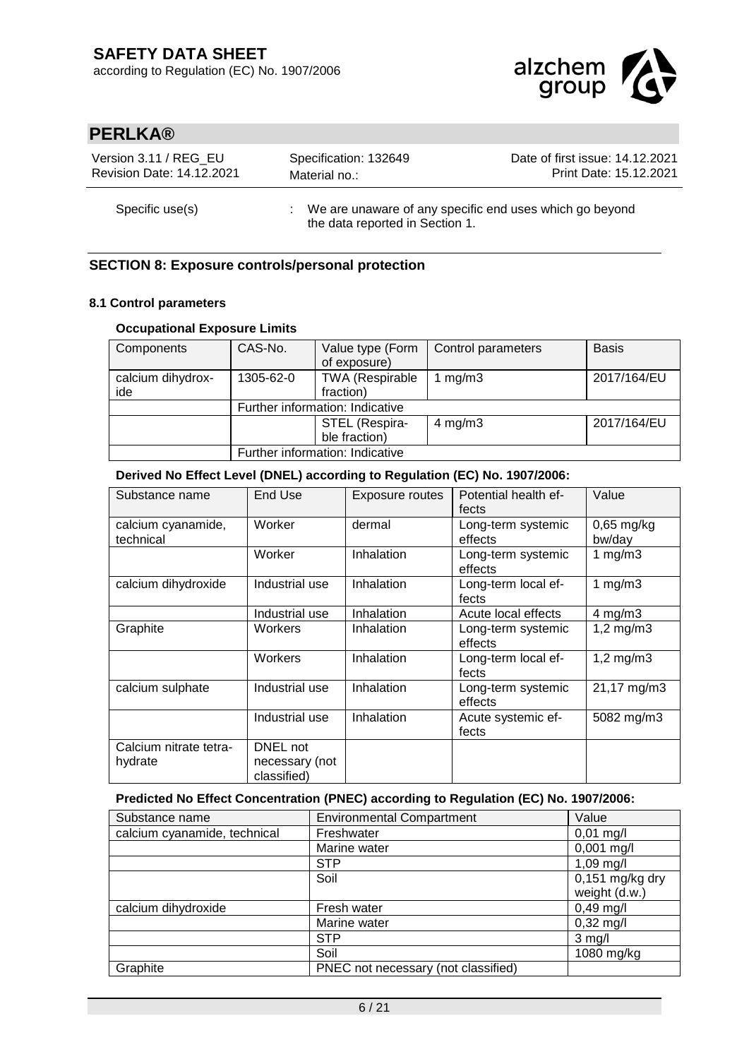Specific use(s) : We are unaware of any specific end uses which go beyond the data reported in Section 1.

## SECTION 8: Exposure controls/personal protection

### 8.1 Control parameters

#### Occupational Exposure Limits

| Components | CAS-No. | Value type (Form of exposure) | Control parameters | Basis |
|---|---|---|---|---|
| calcium dihydroxide | 1305-62-0 | TWA (Respirable fraction) | 1 mg/m3 | 2017/164/EU |
| | Further information: Indicative | | | |
| | | STEL (Respirable fraction) | 4 mg/m3 | 2017/164/EU |
| | Further information: Indicative | | | |

#### Derived No Effect Level (DNEL) according to Regulation (EC) No. 1907/2006:

| Substance name | End Use | Exposure routes | Potential health effects | Value |
|---|---|---|---|---|
| calcium cyanamide, technical | Worker | dermal | Long-term systemic effects | 0,65 mg/kg bw/day |
| | Worker | Inhalation | Long-term systemic effects | 1 mg/m3 |
| calcium dihydroxide | Industrial use | Inhalation | Long-term local effects | 1 mg/m3 |
| | Industrial use | Inhalation | Acute local effects | 4 mg/m3 |
| Graphite | Workers | Inhalation | Long-term systemic effects | 1,2 mg/m3 |
| | Workers | Inhalation | Long-term local effects | 1,2 mg/m3 |
| calcium sulphate | Industrial use | Inhalation | Long-term systemic effects | 21,17 mg/m3 |
| | Industrial use | Inhalation | Acute systemic effects | 5082 mg/m3 |
| Calcium nitrate tetrahydrate | DNEL not necessary (not classified) | | | |

#### Predicted No Effect Concentration (PNEC) according to Regulation (EC) No. 1907/2006:

| Substance name | Environmental Compartment | Value |
|---|---|---|
| calcium cyanamide, technical | Freshwater | 0,01 mg/l |
| | Marine water | 0,001 mg/l |
| | STP | 1,09 mg/l |
| | Soil | 0,151 mg/kg dry weight (d.w.) |
| calcium dihydroxide | Fresh water | 0,49 mg/l |
| | Marine water | 0,32 mg/l |
| | STP | 3 mg/l |
| | Soil | 1080 mg/kg |
| Graphite | PNEC not necessary (not classified) | |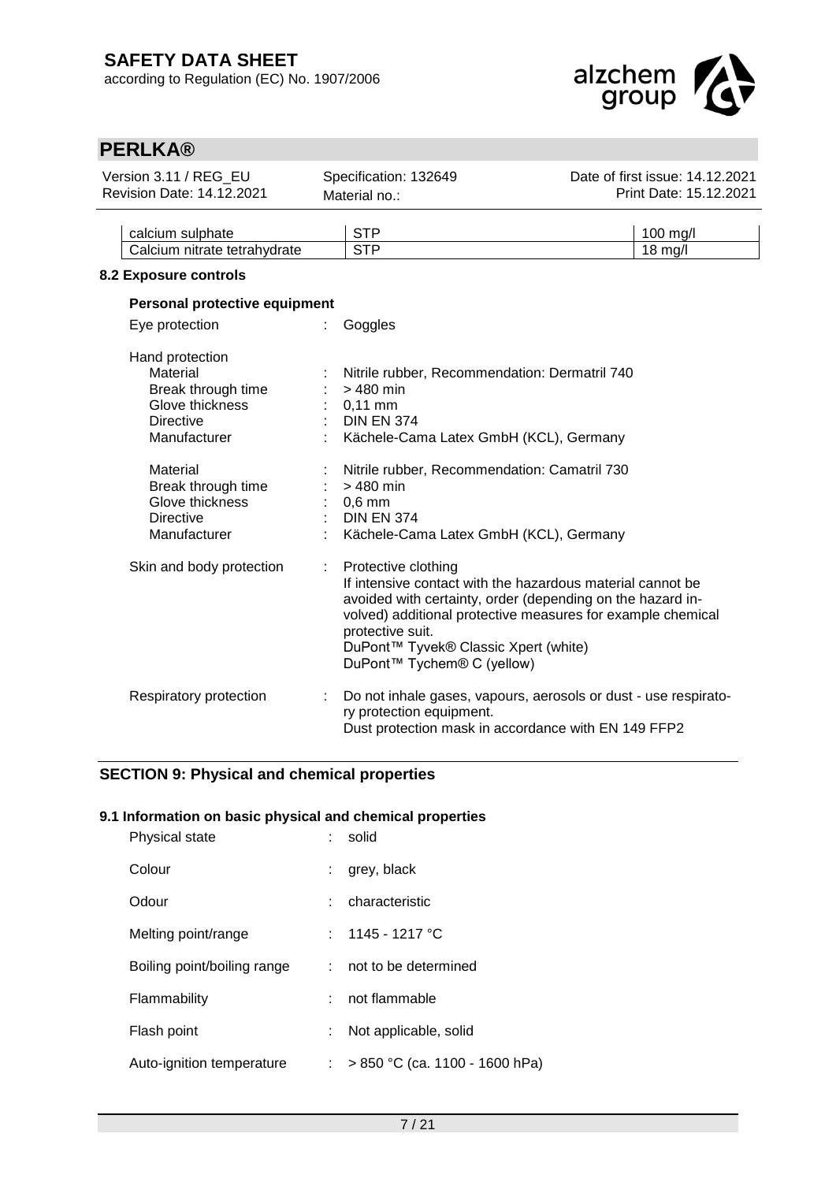| calcium sulphate | STP | 100 mg/l |
|---|---|---|
| Calcium nitrate tetrahydrate | STP | 18 mg/l |

### 8.2 Exposure controls

**Personal protective equipment**

| | | |
|---|---|---|
| Eye protection | : | Goggles |
| Hand protection | | |
| Material | : | Nitrile rubber, Recommendation: Dermatril 740 |
| Break through time | : | > 480 min |
| Glove thickness | : | 0,11 mm |
| Directive | : | DIN EN 374 |
| Manufacturer | : | Kächele-Cama Latex GmbH (KCL), Germany |
| Material | : | Nitrile rubber, Recommendation: Camatril 730 |
| Break through time | : | > 480 min |
| Glove thickness | : | 0,6 mm |
| Directive | : | DIN EN 374 |
| Manufacturer | : | Kächele-Cama Latex GmbH (KCL), Germany |
| Skin and body protection | : | Protective clothing<br>If intensive contact with the hazardous material cannot be avoided with certainty, order (depending on the hazard involved) additional protective measures for example chemical protective suit.<br>DuPont™ Tyvek® Classic Xpert (white)<br>DuPont™ Tychem® C (yellow) |
| Respiratory protection | : | Do not inhale gases, vapours, aerosols or dust - use respiratory protection equipment.<br>Dust protection mask in accordance with EN 149 FFP2 |

## SECTION 9: Physical and chemical properties

### 9.1 Information on basic physical and chemical properties

| | | |
|---|---|---|
| Physical state | : | solid |
| Colour | : | grey, black |
| Odour | : | characteristic |
| Melting point/range | : | 1145 - 1217 °C |
| Boiling point/boiling range | : | not to be determined |
| Flammability | : | not flammable |
| Flash point | : | Not applicable, solid |
| Auto-ignition temperature | : | > 850 °C (ca. 1100 - 1600 hPa) |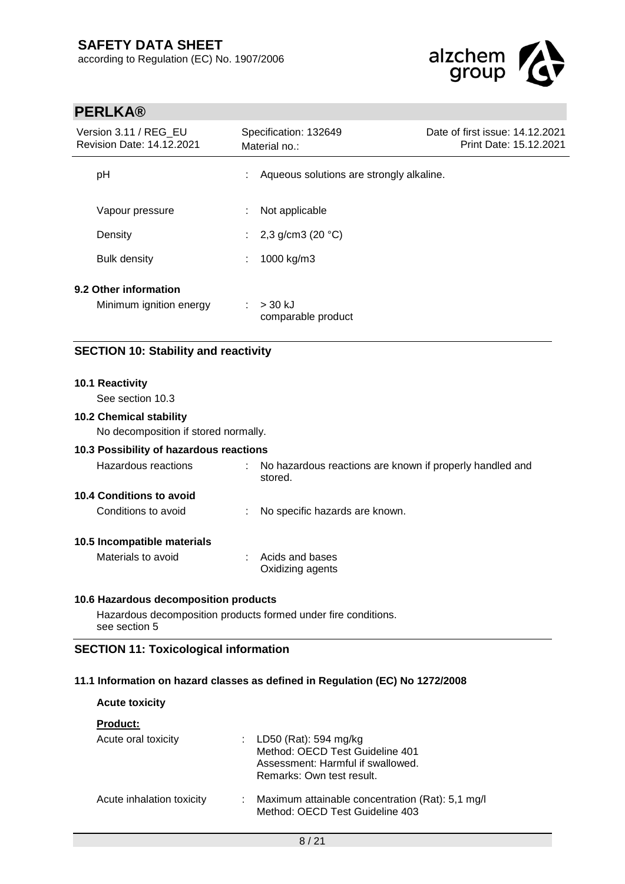| | | |
|---|---|---|
| pH | : | Aqueous solutions are strongly alkaline. |
| Vapour pressure | : | Not applicable |
| Density | : | 2,3 g/cm3 (20 °C) |
| Bulk density | : | 1000 kg/m3 |

**9.2 Other information**

| | | |
|---|---|---|
| Minimum ignition energy | : | > 30 kJ<br>comparable product |

## SECTION 10: Stability and reactivity

**10.1 Reactivity**

See section 10.3

**10.2 Chemical stability**

No decomposition if stored normally.

**10.3 Possibility of hazardous reactions**

| | | |
|---|---|---|
| Hazardous reactions | : | No hazardous reactions are known if properly handled and stored. |

**10.4 Conditions to avoid**

| | | |
|---|---|---|
| Conditions to avoid | : | No specific hazards are known. |

**10.5 Incompatible materials**

| | | |
|---|---|---|
| Materials to avoid | : | Acids and bases<br>Oxidizing agents |

**10.6 Hazardous decomposition products**

Hazardous decomposition products formed under fire conditions.
see section 5

## SECTION 11: Toxicological information

**11.1 Information on hazard classes as defined in Regulation (EC) No 1272/2008**

**Acute toxicity**

**Product:**

| | | |
|---|---|---|
| Acute oral toxicity | : | LD50 (Rat): 594 mg/kg<br>Method: OECD Test Guideline 401<br>Assessment: Harmful if swallowed.<br>Remarks: Own test result. |
| Acute inhalation toxicity | : | Maximum attainable concentration (Rat): 5,1 mg/l<br>Method: OECD Test Guideline 403 |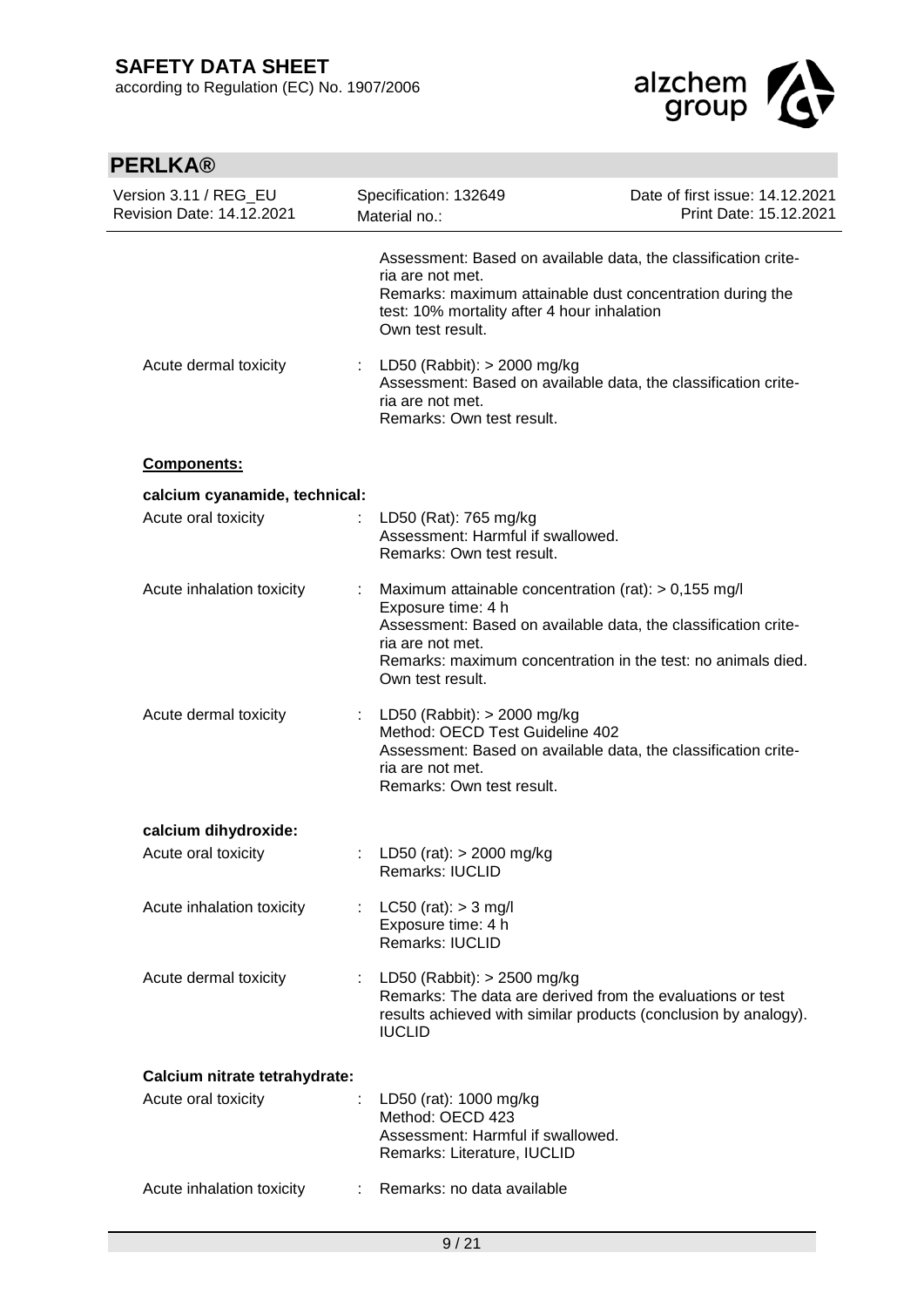Assessment: Based on available data, the classification criteria are not met.
Remarks: maximum attainable dust concentration during the test: 10% mortality after 4 hour inhalation
Own test result.

| | | |
|---|---|---|
| Acute dermal toxicity | : | LD50 (Rabbit): > 2000 mg/kg<br>Assessment: Based on available data, the classification criteria are not met.<br>Remarks: Own test result. |

**Components:**

**calcium cyanamide, technical:**

| | | |
|---|---|---|
| Acute oral toxicity | : | LD50 (Rat): 765 mg/kg<br>Assessment: Harmful if swallowed.<br>Remarks: Own test result. |
| Acute inhalation toxicity | : | Maximum attainable concentration (rat): > 0,155 mg/l<br>Exposure time: 4 h<br>Assessment: Based on available data, the classification criteria are not met.<br>Remarks: maximum concentration in the test: no animals died.<br>Own test result. |
| Acute dermal toxicity | : | LD50 (Rabbit): > 2000 mg/kg<br>Method: OECD Test Guideline 402<br>Assessment: Based on available data, the classification criteria are not met.<br>Remarks: Own test result. |

**calcium dihydroxide:**

| | | |
|---|---|---|
| Acute oral toxicity | : | LD50 (rat): > 2000 mg/kg<br>Remarks: IUCLID |
| Acute inhalation toxicity | : | LC50 (rat): > 3 mg/l<br>Exposure time: 4 h<br>Remarks: IUCLID |
| Acute dermal toxicity | : | LD50 (Rabbit): > 2500 mg/kg<br>Remarks: The data are derived from the evaluations or test results achieved with similar products (conclusion by analogy).<br>IUCLID |

**Calcium nitrate tetrahydrate:**

| | | |
|---|---|---|
| Acute oral toxicity | : | LD50 (rat): 1000 mg/kg<br>Method: OECD 423<br>Assessment: Harmful if swallowed.<br>Remarks: Literature, IUCLID |
| Acute inhalation toxicity | : | Remarks: no data available |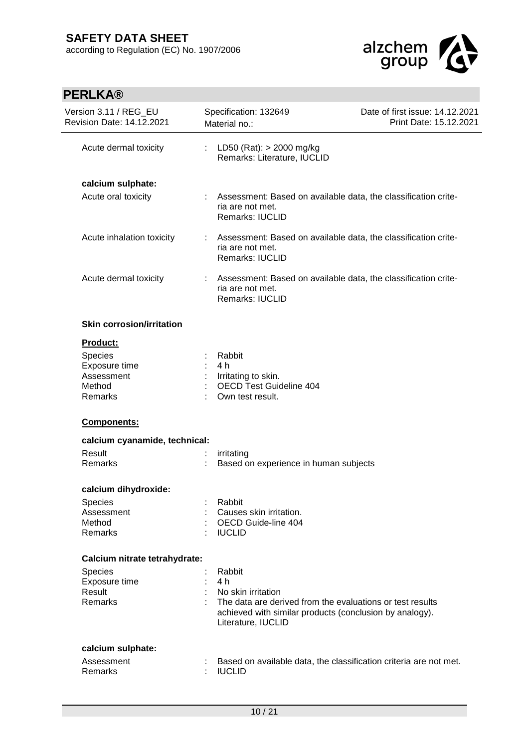| | | |
|---|---|---|
| Acute dermal toxicity | : | LD50 (Rat): > 2000 mg/kg<br>Remarks: Literature, IUCLID |

**calcium sulphate:**

| | | |
|---|---|---|
| Acute oral toxicity | : | Assessment: Based on available data, the classification criteria are not met.<br>Remarks: IUCLID |
| Acute inhalation toxicity | : | Assessment: Based on available data, the classification criteria are not met.<br>Remarks: IUCLID |
| Acute dermal toxicity | : | Assessment: Based on available data, the classification criteria are not met.<br>Remarks: IUCLID |

**Skin corrosion/irritation**

**Product:**

| | | |
|---|---|---|
| Species | : | Rabbit |
| Exposure time | : | 4 h |
| Assessment | : | Irritating to skin. |
| Method | : | OECD Test Guideline 404 |
| Remarks | : | Own test result. |

**Components:**

**calcium cyanamide, technical:**

| | | |
|---|---|---|
| Result | : | irritating |
| Remarks | : | Based on experience in human subjects |

**calcium dihydroxide:**

| | | |
|---|---|---|
| Species | : | Rabbit |
| Assessment | : | Causes skin irritation. |
| Method | : | OECD Guide-line 404 |
| Remarks | : | IUCLID |

**Calcium nitrate tetrahydrate:**

| | | |
|---|---|---|
| Species | : | Rabbit |
| Exposure time | : | 4 h |
| Result | : | No skin irritation |
| Remarks | : | The data are derived from the evaluations or test results achieved with similar products (conclusion by analogy).<br>Literature, IUCLID |

**calcium sulphate:**

| | | |
|---|---|---|
| Assessment | : | Based on available data, the classification criteria are not met. |
| Remarks | : | IUCLID |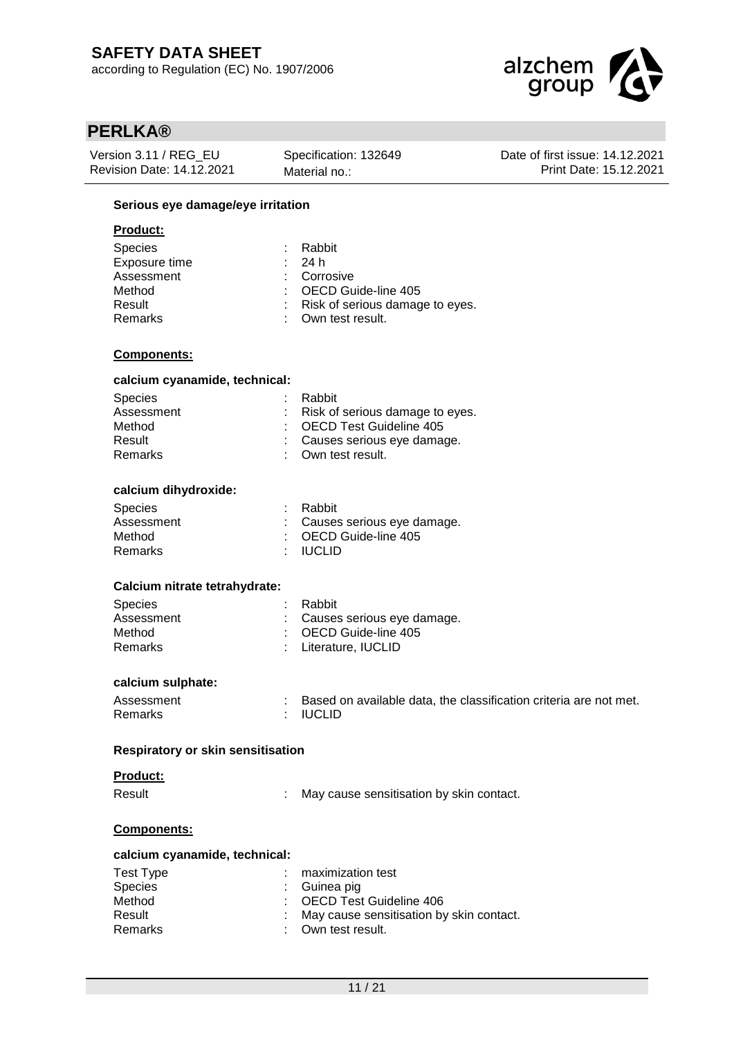#### Serious eye damage/eye irritation

**Product:**

| | |
|---|---|
| Species | : Rabbit |
| Exposure time | : 24 h |
| Assessment | : Corrosive |
| Method | : OECD Guide-line 405 |
| Result | : Risk of serious damage to eyes. |
| Remarks | : Own test result. |

**Components:**

**calcium cyanamide, technical:**

| | |
|---|---|
| Species | : Rabbit |
| Assessment | : Risk of serious damage to eyes. |
| Method | : OECD Test Guideline 405 |
| Result | : Causes serious eye damage. |
| Remarks | : Own test result. |

**calcium dihydroxide:**

| | |
|---|---|
| Species | : Rabbit |
| Assessment | : Causes serious eye damage. |
| Method | : OECD Guide-line 405 |
| Remarks | : IUCLID |

**Calcium nitrate tetrahydrate:**

| | |
|---|---|
| Species | : Rabbit |
| Assessment | : Causes serious eye damage. |
| Method | : OECD Guide-line 405 |
| Remarks | : Literature, IUCLID |

**calcium sulphate:**

| | |
|---|---|
| Assessment | : Based on available data, the classification criteria are not met. |
| Remarks | : IUCLID |

#### Respiratory or skin sensitisation

**Product:**

| | |
|---|---|
| Result | : May cause sensitisation by skin contact. |

**Components:**

**calcium cyanamide, technical:**

| | |
|---|---|
| Test Type | : maximization test |
| Species | : Guinea pig |
| Method | : OECD Test Guideline 406 |
| Result | : May cause sensitisation by skin contact. |
| Remarks | : Own test result. |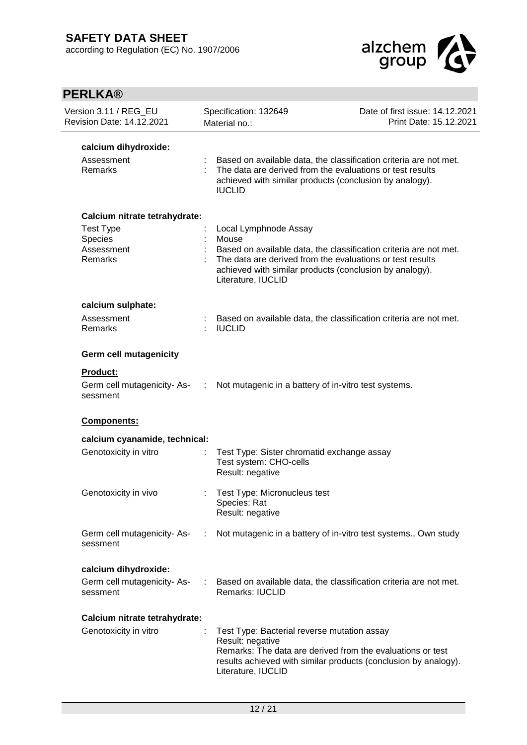**calcium dihydroxide:**

| | |
|---|---|
| Assessment | : Based on available data, the classification criteria are not met. |
| Remarks | : The data are derived from the evaluations or test results achieved with similar products (conclusion by analogy). IUCLID |

**Calcium nitrate tetrahydrate:**

| | |
|---|---|
| Test Type | : Local Lymphnode Assay |
| Species | : Mouse |
| Assessment | : Based on available data, the classification criteria are not met. |
| Remarks | : The data are derived from the evaluations or test results achieved with similar products (conclusion by analogy). Literature, IUCLID |

**calcium sulphate:**

| | |
|---|---|
| Assessment | : Based on available data, the classification criteria are not met. |
| Remarks | : IUCLID |

**Germ cell mutagenicity**

**Product:**

| | |
|---|---|
| Germ cell mutagenicity- Assessment | : Not mutagenic in a battery of in-vitro test systems. |

**Components:**

**calcium cyanamide, technical:**

| | |
|---|---|
| Genotoxicity in vitro | : Test Type: Sister chromatid exchange assay<br>Test system: CHO-cells<br>Result: negative |
| Genotoxicity in vivo | : Test Type: Micronucleus test<br>Species: Rat<br>Result: negative |
| Germ cell mutagenicity- Assessment | : Not mutagenic in a battery of in-vitro test systems., Own study |

**calcium dihydroxide:**

| | |
|---|---|
| Germ cell mutagenicity- Assessment | : Based on available data, the classification criteria are not met.<br>Remarks: IUCLID |

**Calcium nitrate tetrahydrate:**

| | |
|---|---|
| Genotoxicity in vitro | : Test Type: Bacterial reverse mutation assay<br>Result: negative<br>Remarks: The data are derived from the evaluations or test results achieved with similar products (conclusion by analogy). Literature, IUCLID |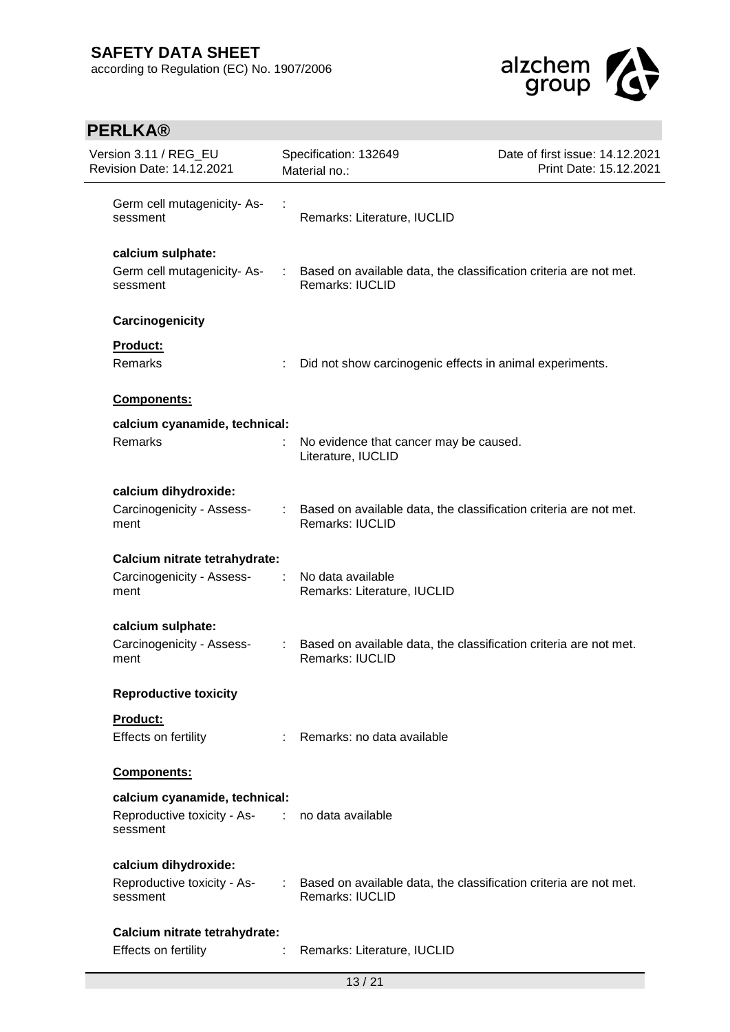Germ cell mutagenicity- Assessment : Remarks: Literature, IUCLID

**calcium sulphate:**

Germ cell mutagenicity- Assessment : Based on available data, the classification criteria are not met.
Remarks: IUCLID

**Carcinogenicity**

**Product:**

Remarks : Did not show carcinogenic effects in animal experiments.

**Components:**

**calcium cyanamide, technical:**

Remarks : No evidence that cancer may be caused.
Literature, IUCLID

**calcium dihydroxide:**

Carcinogenicity - Assessment : Based on available data, the classification criteria are not met.
Remarks: IUCLID

**Calcium nitrate tetrahydrate:**

Carcinogenicity - Assessment : No data available
Remarks: Literature, IUCLID

**calcium sulphate:**

Carcinogenicity - Assessment : Based on available data, the classification criteria are not met.
Remarks: IUCLID

**Reproductive toxicity**

**Product:**

Effects on fertility : Remarks: no data available

**Components:**

**calcium cyanamide, technical:**

Reproductive toxicity - Assessment : no data available

**calcium dihydroxide:**

Reproductive toxicity - Assessment : Based on available data, the classification criteria are not met.
Remarks: IUCLID

**Calcium nitrate tetrahydrate:**

Effects on fertility : Remarks: Literature, IUCLID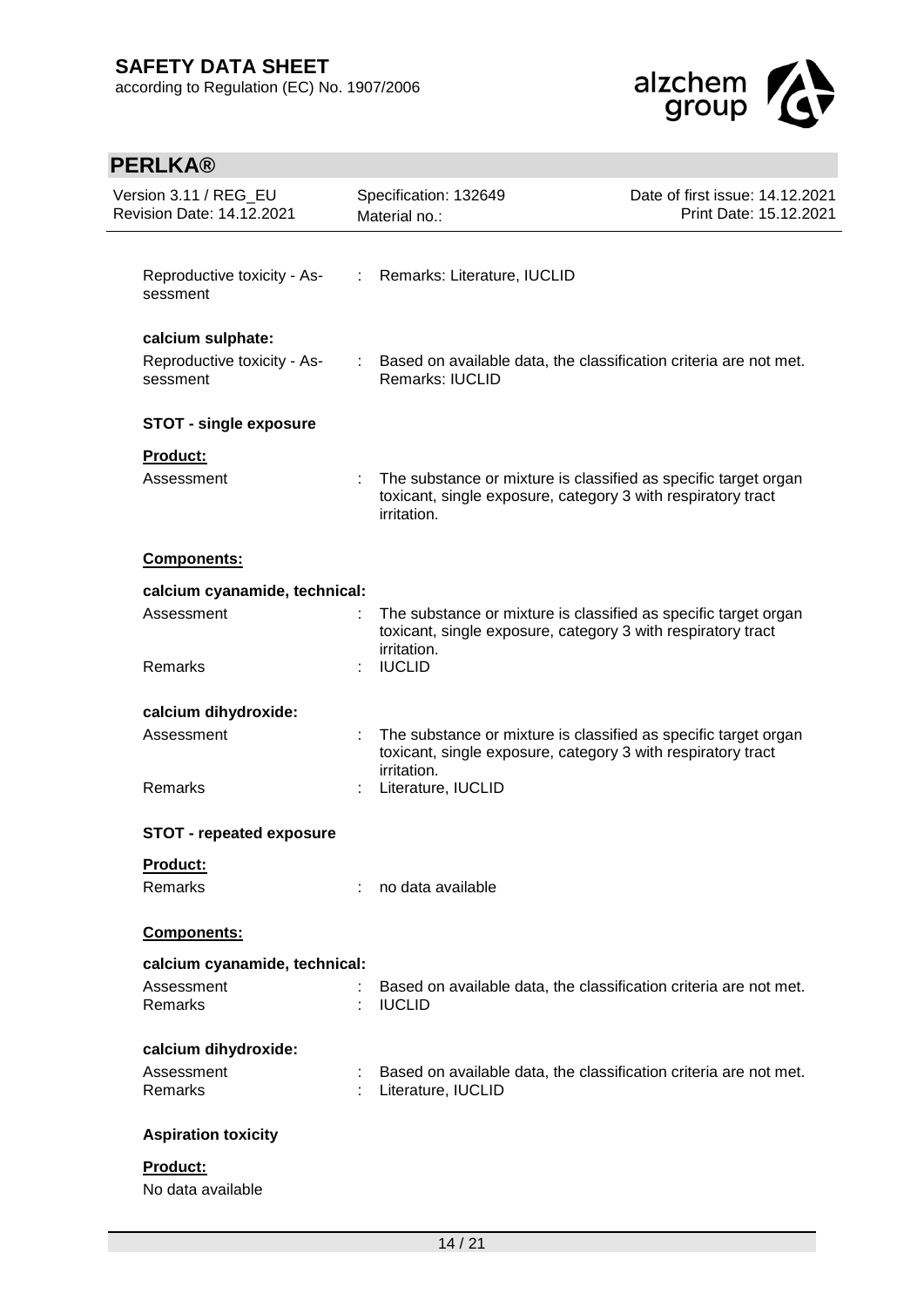| | | |
|---|---|---|
| Reproductive toxicity - Assessment | : | Remarks: Literature, IUCLID |

**calcium sulphate:**

| | | |
|---|---|---|
| Reproductive toxicity - Assessment | : | Based on available data, the classification criteria are not met. Remarks: IUCLID |

**STOT - single exposure**

**Product:**

| | | |
|---|---|---|
| Assessment | : | The substance or mixture is classified as specific target organ toxicant, single exposure, category 3 with respiratory tract irritation. |

**Components:**

**calcium cyanamide, technical:**

| | | |
|---|---|---|
| Assessment | : | The substance or mixture is classified as specific target organ toxicant, single exposure, category 3 with respiratory tract irritation. |
| Remarks | : | IUCLID |

**calcium dihydroxide:**

| | | |
|---|---|---|
| Assessment | : | The substance or mixture is classified as specific target organ toxicant, single exposure, category 3 with respiratory tract irritation. |
| Remarks | : | Literature, IUCLID |

**STOT - repeated exposure**

**Product:**

| | | |
|---|---|---|
| Remarks | : | no data available |

**Components:**

**calcium cyanamide, technical:**

| | | |
|---|---|---|
| Assessment | : | Based on available data, the classification criteria are not met. |
| Remarks | : | IUCLID |

**calcium dihydroxide:**

| | | |
|---|---|---|
| Assessment | : | Based on available data, the classification criteria are not met. |
| Remarks | : | Literature, IUCLID |

**Aspiration toxicity**

**Product:**

No data available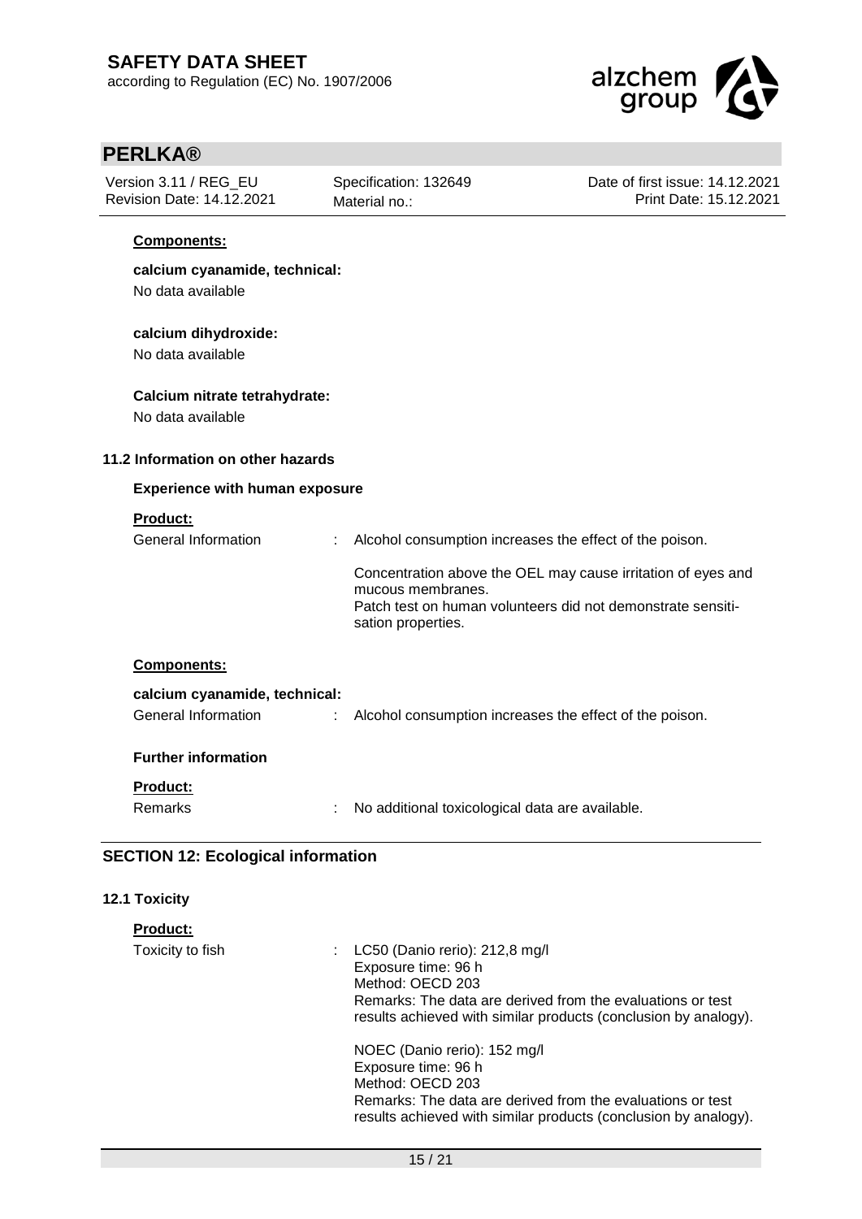**Components:**

**calcium cyanamide, technical:**

No data available

**calcium dihydroxide:**

No data available

**Calcium nitrate tetrahydrate:**

No data available

### 11.2 Information on other hazards

**Experience with human exposure**

**Product:**

General Information : Alcohol consumption increases the effect of the poison.

Concentration above the OEL may cause irritation of eyes and mucous membranes.
Patch test on human volunteers did not demonstrate sensitisation properties.

**Components:**

**calcium cyanamide, technical:**

General Information : Alcohol consumption increases the effect of the poison.

**Further information**

**Product:**

Remarks : No additional toxicological data are available.

## SECTION 12: Ecological information

### 12.1 Toxicity

**Product:**

Toxicity to fish : LC50 (Danio rerio): 212,8 mg/l
Exposure time: 96 h
Method: OECD 203
Remarks: The data are derived from the evaluations or test results achieved with similar products (conclusion by analogy).

NOEC (Danio rerio): 152 mg/l
Exposure time: 96 h
Method: OECD 203
Remarks: The data are derived from the evaluations or test results achieved with similar products (conclusion by analogy).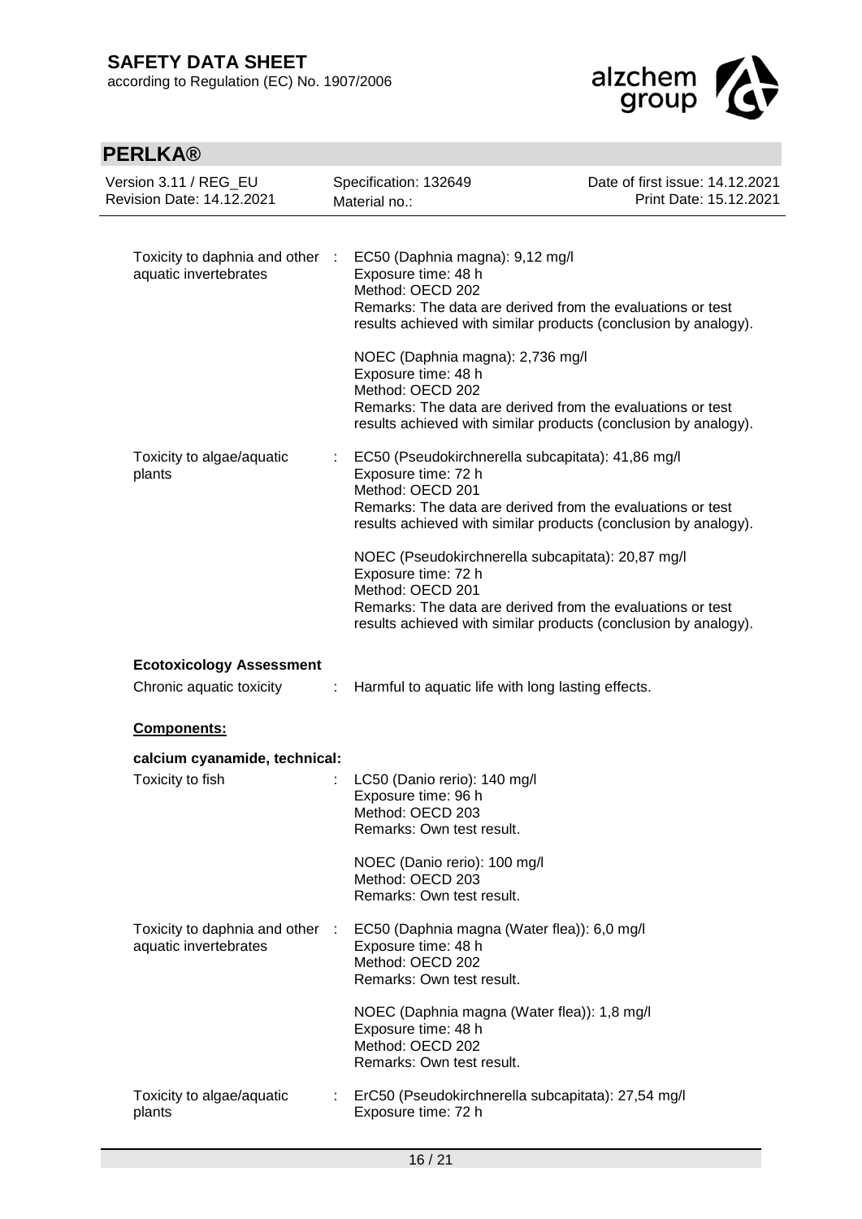| | | |
|---|---|---|
| Toxicity to daphnia and other aquatic invertebrates | : | EC50 (Daphnia magna): 9,12 mg/l<br>Exposure time: 48 h<br>Method: OECD 202<br>Remarks: The data are derived from the evaluations or test results achieved with similar products (conclusion by analogy).<br><br>NOEC (Daphnia magna): 2,736 mg/l<br>Exposure time: 48 h<br>Method: OECD 202<br>Remarks: The data are derived from the evaluations or test results achieved with similar products (conclusion by analogy). |
| Toxicity to algae/aquatic plants | : | EC50 (Pseudokirchnerella subcapitata): 41,86 mg/l<br>Exposure time: 72 h<br>Method: OECD 201<br>Remarks: The data are derived from the evaluations or test results achieved with similar products (conclusion by analogy).<br><br>NOEC (Pseudokirchnerella subcapitata): 20,87 mg/l<br>Exposure time: 72 h<br>Method: OECD 201<br>Remarks: The data are derived from the evaluations or test results achieved with similar products (conclusion by analogy). |

**Ecotoxicology Assessment**

| | | |
|---|---|---|
| Chronic aquatic toxicity | : | Harmful to aquatic life with long lasting effects. |

**Components:**

**calcium cyanamide, technical:**

| | | |
|---|---|---|
| Toxicity to fish | : | LC50 (Danio rerio): 140 mg/l<br>Exposure time: 96 h<br>Method: OECD 203<br>Remarks: Own test result.<br><br>NOEC (Danio rerio): 100 mg/l<br>Method: OECD 203<br>Remarks: Own test result. |
| Toxicity to daphnia and other aquatic invertebrates | : | EC50 (Daphnia magna (Water flea)): 6,0 mg/l<br>Exposure time: 48 h<br>Method: OECD 202<br>Remarks: Own test result.<br><br>NOEC (Daphnia magna (Water flea)): 1,8 mg/l<br>Exposure time: 48 h<br>Method: OECD 202<br>Remarks: Own test result. |
| Toxicity to algae/aquatic plants | : | ErC50 (Pseudokirchnerella subcapitata): 27,54 mg/l<br>Exposure time: 72 h |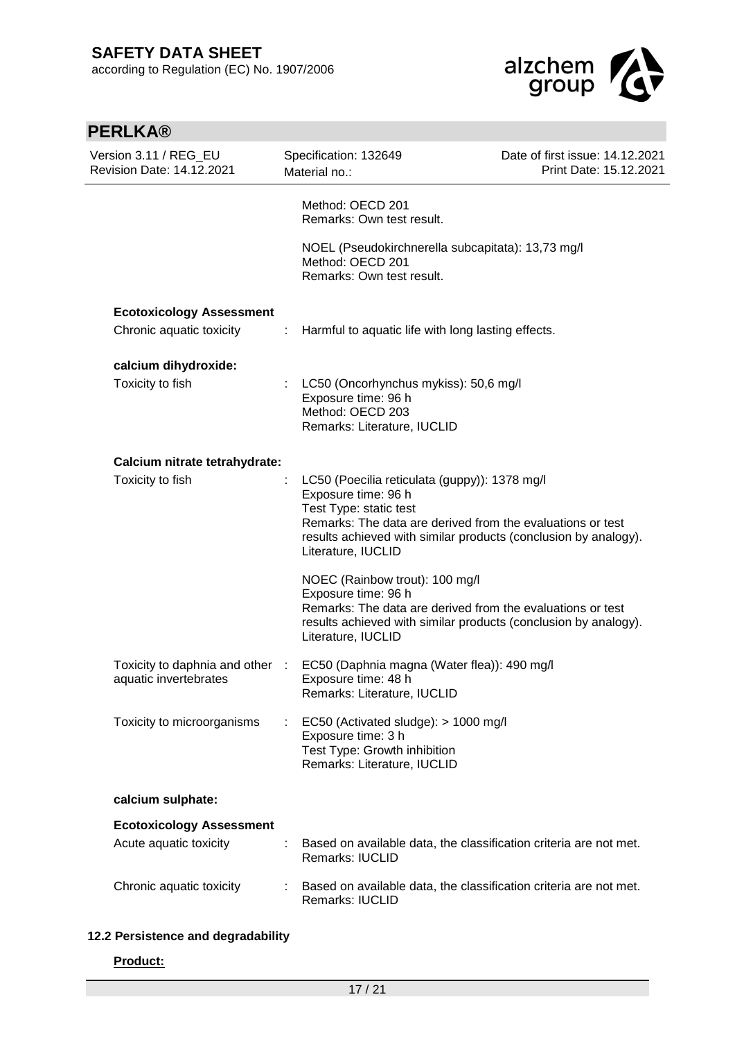Method: OECD 201
Remarks: Own test result.

NOEL (Pseudokirchnerella subcapitata): 13,73 mg/l
Method: OECD 201
Remarks: Own test result.

**Ecotoxicology Assessment**

Chronic aquatic toxicity : Harmful to aquatic life with long lasting effects.

**calcium dihydroxide:**

Toxicity to fish : LC50 (Oncorhynchus mykiss): 50,6 mg/l
Exposure time: 96 h
Method: OECD 203
Remarks: Literature, IUCLID

**Calcium nitrate tetrahydrate:**

Toxicity to fish : LC50 (Poecilia reticulata (guppy)): 1378 mg/l
Exposure time: 96 h
Test Type: static test
Remarks: The data are derived from the evaluations or test results achieved with similar products (conclusion by analogy). Literature, IUCLID

NOEC (Rainbow trout): 100 mg/l
Exposure time: 96 h
Remarks: The data are derived from the evaluations or test results achieved with similar products (conclusion by analogy). Literature, IUCLID

Toxicity to daphnia and other aquatic invertebrates : EC50 (Daphnia magna (Water flea)): 490 mg/l
Exposure time: 48 h
Remarks: Literature, IUCLID

Toxicity to microorganisms : EC50 (Activated sludge): > 1000 mg/l
Exposure time: 3 h
Test Type: Growth inhibition
Remarks: Literature, IUCLID

**calcium sulphate:**

**Ecotoxicology Assessment**

Acute aquatic toxicity : Based on available data, the classification criteria are not met.
Remarks: IUCLID

Chronic aquatic toxicity : Based on available data, the classification criteria are not met.
Remarks: IUCLID

### 12.2 Persistence and degradability

**Product:**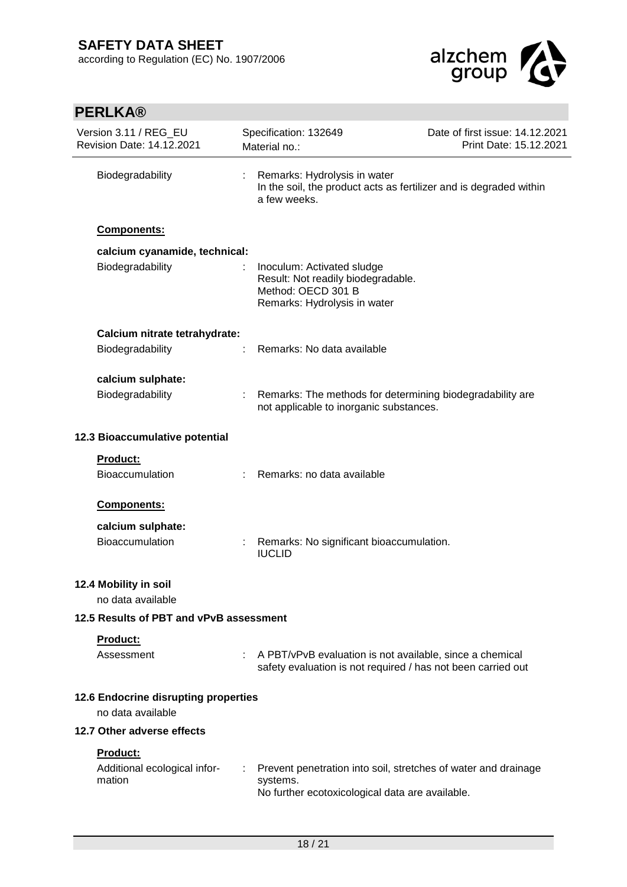| | | |
|---|---|---|
| Biodegradability | : | Remarks: Hydrolysis in water<br>In the soil, the product acts as fertilizer and is degraded within a few weeks. |

**Components:**

**calcium cyanamide, technical:**

| | | |
|---|---|---|
| Biodegradability | : | Inoculum: Activated sludge<br>Result: Not readily biodegradable.<br>Method: OECD 301 B<br>Remarks: Hydrolysis in water |

**Calcium nitrate tetrahydrate:**

| | | |
|---|---|---|
| Biodegradability | : | Remarks: No data available |

**calcium sulphate:**

| | | |
|---|---|---|
| Biodegradability | : | Remarks: The methods for determining biodegradability are not applicable to inorganic substances. |

### 12.3 Bioaccumulative potential

**Product:**

| | | |
|---|---|---|
| Bioaccumulation | : | Remarks: no data available |

**Components:**

**calcium sulphate:**

| | | |
|---|---|---|
| Bioaccumulation | : | Remarks: No significant bioaccumulation.<br>IUCLID |

### 12.4 Mobility in soil

no data available

### 12.5 Results of PBT and vPvB assessment

**Product:**

| | | |
|---|---|---|
| Assessment | : | A PBT/vPvB evaluation is not available, since a chemical safety evaluation is not required / has not been carried out |

### 12.6 Endocrine disrupting properties

no data available

### 12.7 Other adverse effects

**Product:**

| | | |
|---|---|---|
| Additional ecological information | : | Prevent penetration into soil, stretches of water and drainage systems.<br>No further ecotoxicological data are available. |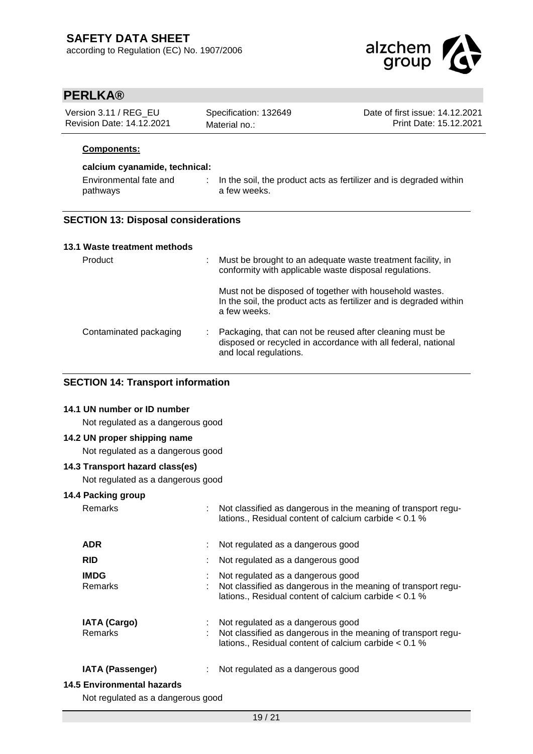**Components:**

**calcium cyanamide, technical:**

Environmental fate and pathways : In the soil, the product acts as fertilizer and is degraded within a few weeks.

## SECTION 13: Disposal considerations

### 13.1 Waste treatment methods

Product : Must be brought to an adequate waste treatment facility, in conformity with applicable waste disposal regulations.

Must not be disposed of together with household wastes. In the soil, the product acts as fertilizer and is degraded within a few weeks.

Contaminated packaging : Packaging, that can not be reused after cleaning must be disposed or recycled in accordance with all federal, national and local regulations.

## SECTION 14: Transport information

### 14.1 UN number or ID number

Not regulated as a dangerous good

### 14.2 UN proper shipping name

Not regulated as a dangerous good

### 14.3 Transport hazard class(es)

Not regulated as a dangerous good

### 14.4 Packing group

Remarks : Not classified as dangerous in the meaning of transport regulations., Residual content of calcium carbide < 0.1 %

**ADR** : Not regulated as a dangerous good

**RID** : Not regulated as a dangerous good

**IMDG** : Not regulated as a dangerous good
Remarks : Not classified as dangerous in the meaning of transport regulations., Residual content of calcium carbide < 0.1 %

**IATA (Cargo)** : Not regulated as a dangerous good
Remarks : Not classified as dangerous in the meaning of transport regulations., Residual content of calcium carbide < 0.1 %

**IATA (Passenger)** : Not regulated as a dangerous good

### 14.5 Environmental hazards

Not regulated as a dangerous good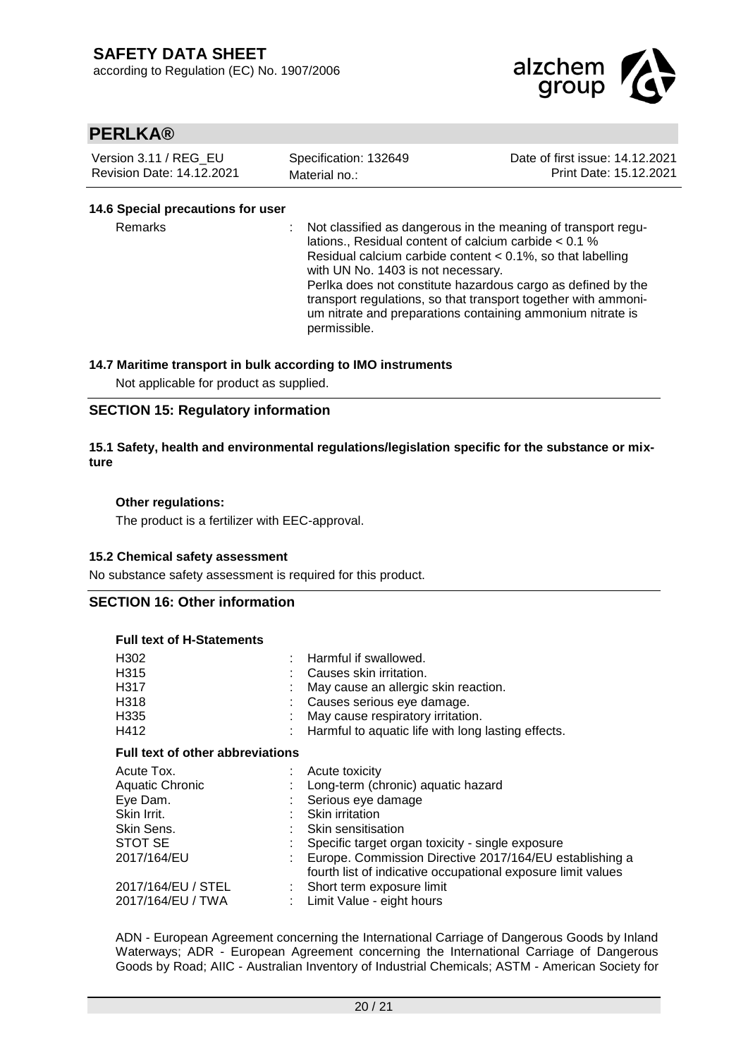#### 14.6 Special precautions for user

| | |
|---|---|
| Remarks | Not classified as dangerous in the meaning of transport regulations., Residual content of calcium carbide < 0.1 %<br>Residual calcium carbide content < 0.1%, so that labelling with UN No. 1403 is not necessary.<br>Perlka does not constitute hazardous cargo as defined by the transport regulations, so that transport together with ammonium nitrate and preparations containing ammonium nitrate is permissible. |

#### 14.7 Maritime transport in bulk according to IMO instruments

Not applicable for product as supplied.

## SECTION 15: Regulatory information

#### 15.1 Safety, health and environmental regulations/legislation specific for the substance or mixture

**Other regulations:**

The product is a fertilizer with EEC-approval.

#### 15.2 Chemical safety assessment

No substance safety assessment is required for this product.

## SECTION 16: Other information

**Full text of H-Statements**

| | |
|---|---|
| H302 | Harmful if swallowed. |
| H315 | Causes skin irritation. |
| H317 | May cause an allergic skin reaction. |
| H318 | Causes serious eye damage. |
| H335 | May cause respiratory irritation. |
| H412 | Harmful to aquatic life with long lasting effects. |

**Full text of other abbreviations**

| | |
|---|---|
| Acute Tox. | Acute toxicity |
| Aquatic Chronic | Long-term (chronic) aquatic hazard |
| Eye Dam. | Serious eye damage |
| Skin Irrit. | Skin irritation |
| Skin Sens. | Skin sensitisation |
| STOT SE | Specific target organ toxicity - single exposure |
| 2017/164/EU | Europe. Commission Directive 2017/164/EU establishing a fourth list of indicative occupational exposure limit values |
| 2017/164/EU / STEL | Short term exposure limit |
| 2017/164/EU / TWA | Limit Value - eight hours |

ADN - European Agreement concerning the International Carriage of Dangerous Goods by Inland Waterways; ADR - European Agreement concerning the International Carriage of Dangerous Goods by Road; AIIC - Australian Inventory of Industrial Chemicals; ASTM - American Society for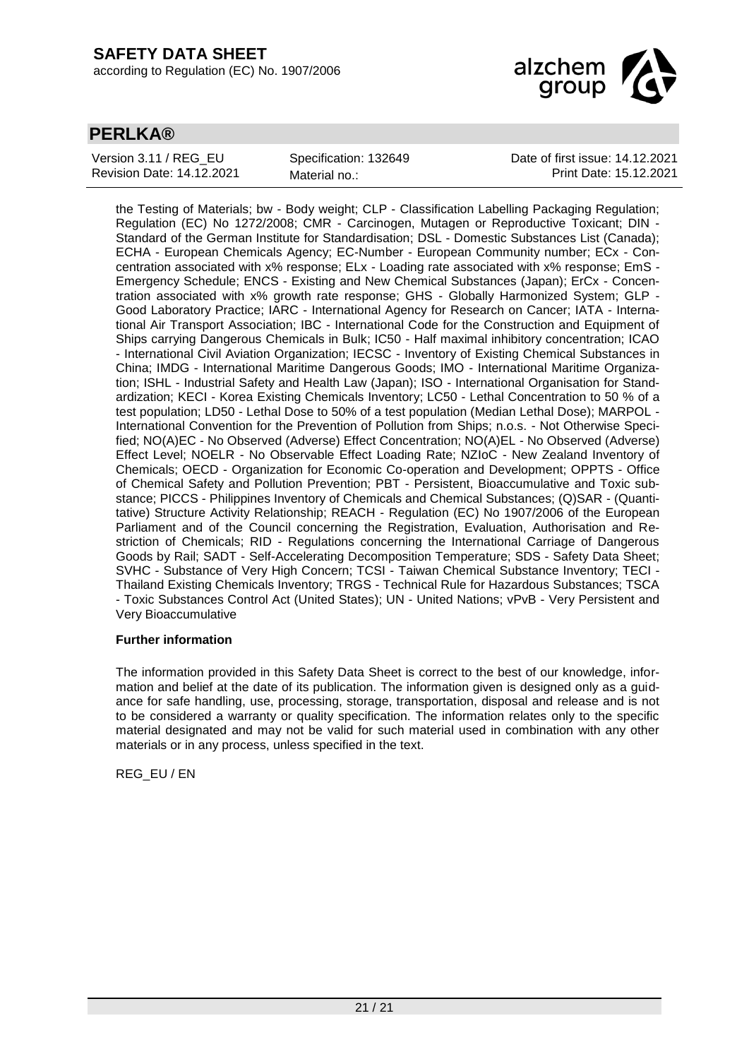the Testing of Materials; bw - Body weight; CLP - Classification Labelling Packaging Regulation; Regulation (EC) No 1272/2008; CMR - Carcinogen, Mutagen or Reproductive Toxicant; DIN - Standard of the German Institute for Standardisation; DSL - Domestic Substances List (Canada); ECHA - European Chemicals Agency; EC-Number - European Community number; ECx - Concentration associated with x% response; ELx - Loading rate associated with x% response; EmS - Emergency Schedule; ENCS - Existing and New Chemical Substances (Japan); ErCx - Concentration associated with x% growth rate response; GHS - Globally Harmonized System; GLP - Good Laboratory Practice; IARC - International Agency for Research on Cancer; IATA - International Air Transport Association; IBC - International Code for the Construction and Equipment of Ships carrying Dangerous Chemicals in Bulk; IC50 - Half maximal inhibitory concentration; ICAO - International Civil Aviation Organization; IECSC - Inventory of Existing Chemical Substances in China; IMDG - International Maritime Dangerous Goods; IMO - International Maritime Organization; ISHL - Industrial Safety and Health Law (Japan); ISO - International Organisation for Standardization; KECI - Korea Existing Chemicals Inventory; LC50 - Lethal Concentration to 50 % of a test population; LD50 - Lethal Dose to 50% of a test population (Median Lethal Dose); MARPOL - International Convention for the Prevention of Pollution from Ships; n.o.s. - Not Otherwise Specified; NO(A)EC - No Observed (Adverse) Effect Concentration; NO(A)EL - No Observed (Adverse) Effect Level; NOELR - No Observable Effect Loading Rate; NZIoC - New Zealand Inventory of Chemicals; OECD - Organization for Economic Co-operation and Development; OPPTS - Office of Chemical Safety and Pollution Prevention; PBT - Persistent, Bioaccumulative and Toxic substance; PICCS - Philippines Inventory of Chemicals and Chemical Substances; (Q)SAR - (Quantitative) Structure Activity Relationship; REACH - Regulation (EC) No 1907/2006 of the European Parliament and of the Council concerning the Registration, Evaluation, Authorisation and Restriction of Chemicals; RID - Regulations concerning the International Carriage of Dangerous Goods by Rail; SADT - Self-Accelerating Decomposition Temperature; SDS - Safety Data Sheet; SVHC - Substance of Very High Concern; TCSI - Taiwan Chemical Substance Inventory; TECI - Thailand Existing Chemicals Inventory; TRGS - Technical Rule for Hazardous Substances; TSCA - Toxic Substances Control Act (United States); UN - United Nations; vPvB - Very Persistent and Very Bioaccumulative

**Further information**

The information provided in this Safety Data Sheet is correct to the best of our knowledge, information and belief at the date of its publication. The information given is designed only as a guidance for safe handling, use, processing, storage, transportation, disposal and release and is not to be considered a warranty or quality specification. The information relates only to the specific material designated and may not be valid for such material used in combination with any other materials or in any process, unless specified in the text.

REG_EU / EN